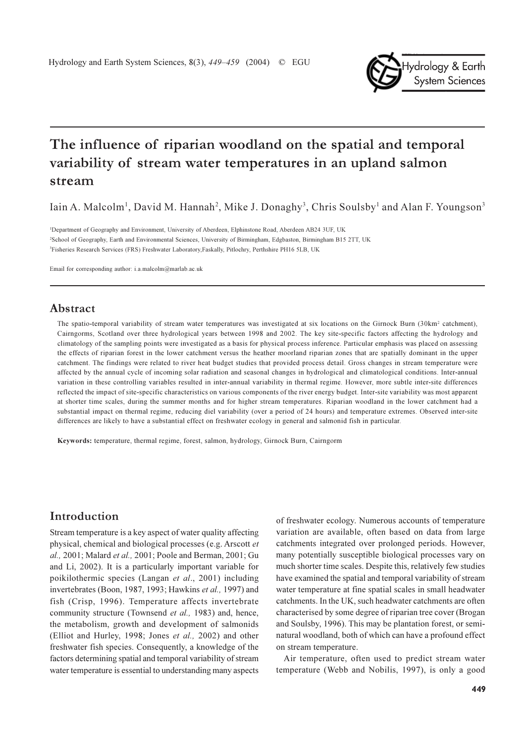# The influence of riparian woodland on the spatial and temporal variability of stream water temperatures in an upland salmon stream

Iain A. Malcolm[1], David M. Hannah[2], Mike J. Donaghy[3], Chris Soulsby[1] and Alan F. Youngson[3]

[1]Department of Geography and Environment, University of Aberdeen, Elphinstone Road, Aberdeen AB24 3UF, UK

[2]School of Geography, Earth and Environmental Sciences, University of Birmingham, Edgbaston, Birmingham B15 2TT, UK

[3]Fisheries Research Services (FRS) Freshwater Laboratory, Faskally, Pitlochry, Perthshire PH16 5LB, UK

Email for corresponding author: i.a.malcolm@marlab.ac.uk

## Abstract

The spatio-temporal variability of stream water temperatures was investigated at six locations on the Girnock Burn (30km$^2$ catchment), Cairngorms, Scotland over three hydrological years between 1998 and 2002. The key site-specific factors affecting the hydrology and climatology of the sampling points were investigated as a basis for physical process inference. Particular emphasis was placed on assessing the effects of riparian forest in the lower catchment versus the heather moorland riparian zones that are spatially dominant in the upper catchment. The findings were related to river heat budget studies that provided process detail. Gross changes in stream temperature were affected by the annual cycle of incoming solar radiation and seasonal changes in hydrological and climatological conditions. Inter-annual variation in these controlling variables resulted in inter-annual variability in thermal regime. However, more subtle inter-site differences reflected the impact of site-specific characteristics on various components of the river energy budget. Inter-site variability was most apparent at shorter time scales, during the summer months and for higher stream temperatures. Riparian woodland in the lower catchment had a substantial impact on thermal regime, reducing diel variability (over a period of 24 hours) and temperature extremes. Observed inter-site differences are likely to have a substantial effect on freshwater ecology in general and salmonid fish in particular.

**Keywords:** temperature, thermal regime, forest, salmon, hydrology, Girnock Burn, Cairngorm

## Introduction

Stream temperature is a key aspect of water quality affecting physical, chemical and biological processes (e.g. Arscott *et al.,* 2001; Malard *et al.,* 2001; Poole and Berman, 2001; Gu and Li, 2002). It is a particularly important variable for poikilothermic species (Langan *et al*., 2001) including invertebrates (Boon, 1987, 1993; Hawkins *et al.,* 1997) and fish (Crisp, 1996). Temperature affects invertebrate community structure (Townsend *et al.,* 1983) and, hence, the metabolism, growth and development of salmonids (Elliot and Hurley, 1998; Jones *et al.,* 2002) and other freshwater fish species. Consequently, a knowledge of the factors determining spatial and temporal variability of stream water temperature is essential to understanding many aspects of freshwater ecology. Numerous accounts of temperature variation are available, often based on data from large catchments integrated over prolonged periods. However, many potentially susceptible biological processes vary on much shorter time scales. Despite this, relatively few studies have examined the spatial and temporal variability of stream water temperature at fine spatial scales in small headwater catchments. In the UK, such headwater catchments are often characterised by some degree of riparian tree cover (Brogan and Soulsby, 1996). This may be plantation forest, or semi-natural woodland, both of which can have a profound effect on stream temperature.

Air temperature, often used to predict stream water temperature (Webb and Nobilis, 1997), is only a good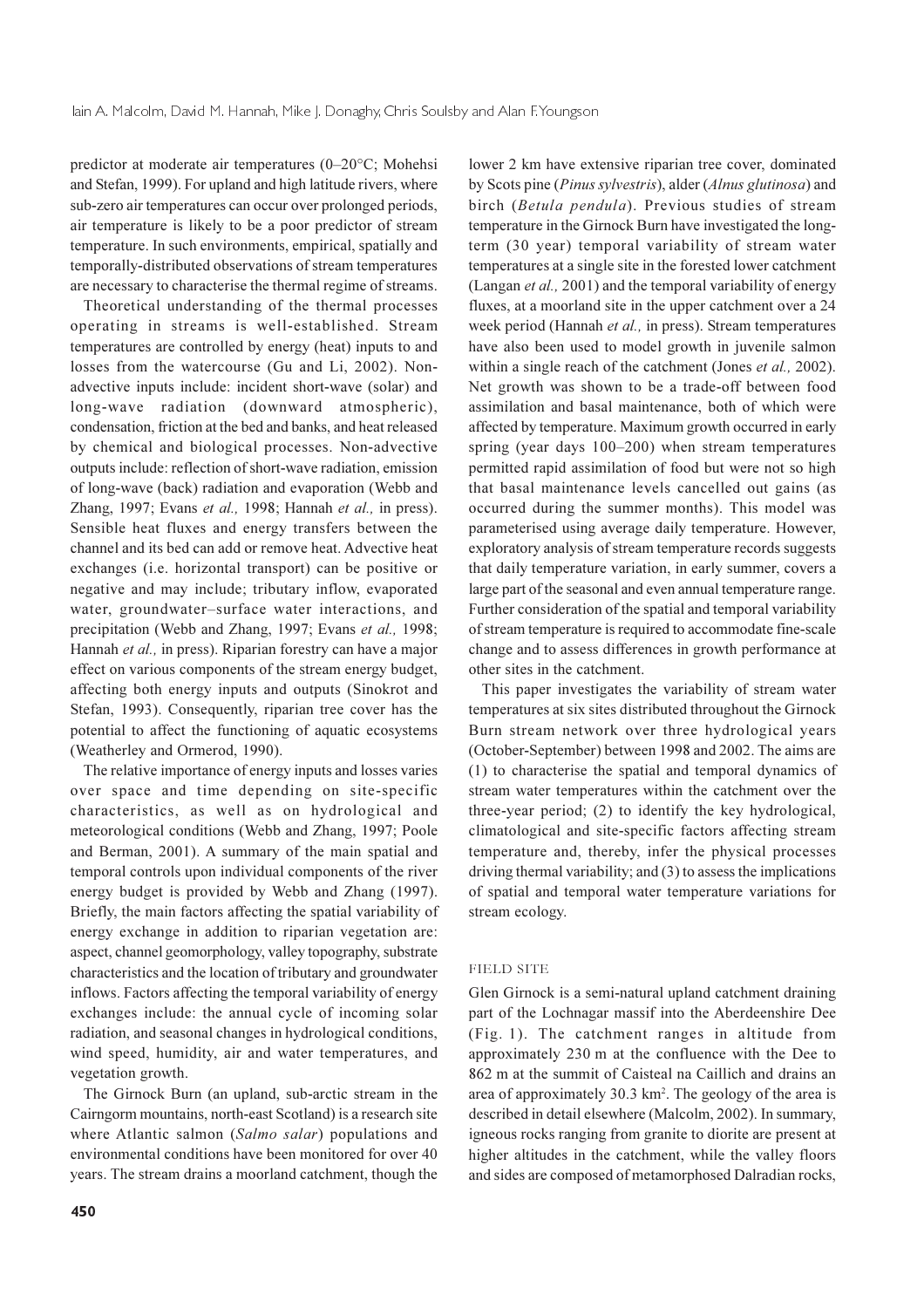predictor at moderate air temperatures (0–20°C; Mohehsi and Stefan, 1999). For upland and high latitude rivers, where sub-zero air temperatures can occur over prolonged periods, air temperature is likely to be a poor predictor of stream temperature. In such environments, empirical, spatially and temporally-distributed observations of stream temperatures are necessary to characterise the thermal regime of streams.

Theoretical understanding of the thermal processes operating in streams is well-established. Stream temperatures are controlled by energy (heat) inputs to and losses from the watercourse (Gu and Li, 2002). Non-advective inputs include: incident short-wave (solar) and long-wave radiation (downward atmospheric), condensation, friction at the bed and banks, and heat released by chemical and biological processes. Non-advective outputs include: reflection of short-wave radiation, emission of long-wave (back) radiation and evaporation (Webb and Zhang, 1997; Evans *et al.,* 1998; Hannah *et al.,* in press). Sensible heat fluxes and energy transfers between the channel and its bed can add or remove heat. Advective heat exchanges (i.e. horizontal transport) can be positive or negative and may include; tributary inflow, evaporated water, groundwater–surface water interactions, and precipitation (Webb and Zhang, 1997; Evans *et al.,* 1998; Hannah *et al.,* in press). Riparian forestry can have a major effect on various components of the stream energy budget, affecting both energy inputs and outputs (Sinokrot and Stefan, 1993). Consequently, riparian tree cover has the potential to affect the functioning of aquatic ecosystems (Weatherley and Ormerod, 1990).

The relative importance of energy inputs and losses varies over space and time depending on site-specific characteristics, as well as on hydrological and meteorological conditions (Webb and Zhang, 1997; Poole and Berman, 2001). A summary of the main spatial and temporal controls upon individual components of the river energy budget is provided by Webb and Zhang (1997). Briefly, the main factors affecting the spatial variability of energy exchange in addition to riparian vegetation are: aspect, channel geomorphology, valley topography, substrate characteristics and the location of tributary and groundwater inflows. Factors affecting the temporal variability of energy exchanges include: the annual cycle of incoming solar radiation, and seasonal changes in hydrological conditions, wind speed, humidity, air and water temperatures, and vegetation growth.

The Girnock Burn (an upland, sub-arctic stream in the Cairngorm mountains, north-east Scotland) is a research site where Atlantic salmon (*Salmo salar*) populations and environmental conditions have been monitored for over 40 years. The stream drains a moorland catchment, though the lower 2 km have extensive riparian tree cover, dominated by Scots pine (*Pinus sylvestris*), alder (*Alnus glutinosa*) and birch (*Betula pendula*). Previous studies of stream temperature in the Girnock Burn have investigated the long-term (30 year) temporal variability of stream water temperatures at a single site in the forested lower catchment (Langan *et al.,* 2001) and the temporal variability of energy fluxes, at a moorland site in the upper catchment over a 24 week period (Hannah *et al.,* in press). Stream temperatures have also been used to model growth in juvenile salmon within a single reach of the catchment (Jones *et al.,* 2002). Net growth was shown to be a trade-off between food assimilation and basal maintenance, both of which were affected by temperature. Maximum growth occurred in early spring (year days 100–200) when stream temperatures permitted rapid assimilation of food but were not so high that basal maintenance levels cancelled out gains (as occurred during the summer months). This model was parameterised using average daily temperature. However, exploratory analysis of stream temperature records suggests that daily temperature variation, in early summer, covers a large part of the seasonal and even annual temperature range. Further consideration of the spatial and temporal variability of stream temperature is required to accommodate fine-scale change and to assess differences in growth performance at other sites in the catchment.

This paper investigates the variability of stream water temperatures at six sites distributed throughout the Girnock Burn stream network over three hydrological years (October-September) between 1998 and 2002. The aims are (1) to characterise the spatial and temporal dynamics of stream water temperatures within the catchment over the three-year period; (2) to identify the key hydrological, climatological and site-specific factors affecting stream temperature and, thereby, infer the physical processes driving thermal variability; and (3) to assess the implications of spatial and temporal water temperature variations for stream ecology.

## FIELD SITE

Glen Girnock is a semi-natural upland catchment draining part of the Lochnagar massif into the Aberdeenshire Dee (Fig. 1). The catchment ranges in altitude from approximately 230 m at the confluence with the Dee to 862 m at the summit of Caisteal na Caillich and drains an area of approximately 30.3 km$^2$. The geology of the area is described in detail elsewhere (Malcolm, 2002). In summary, igneous rocks ranging from granite to diorite are present at higher altitudes in the catchment, while the valley floors and sides are composed of metamorphosed Dalradian rocks,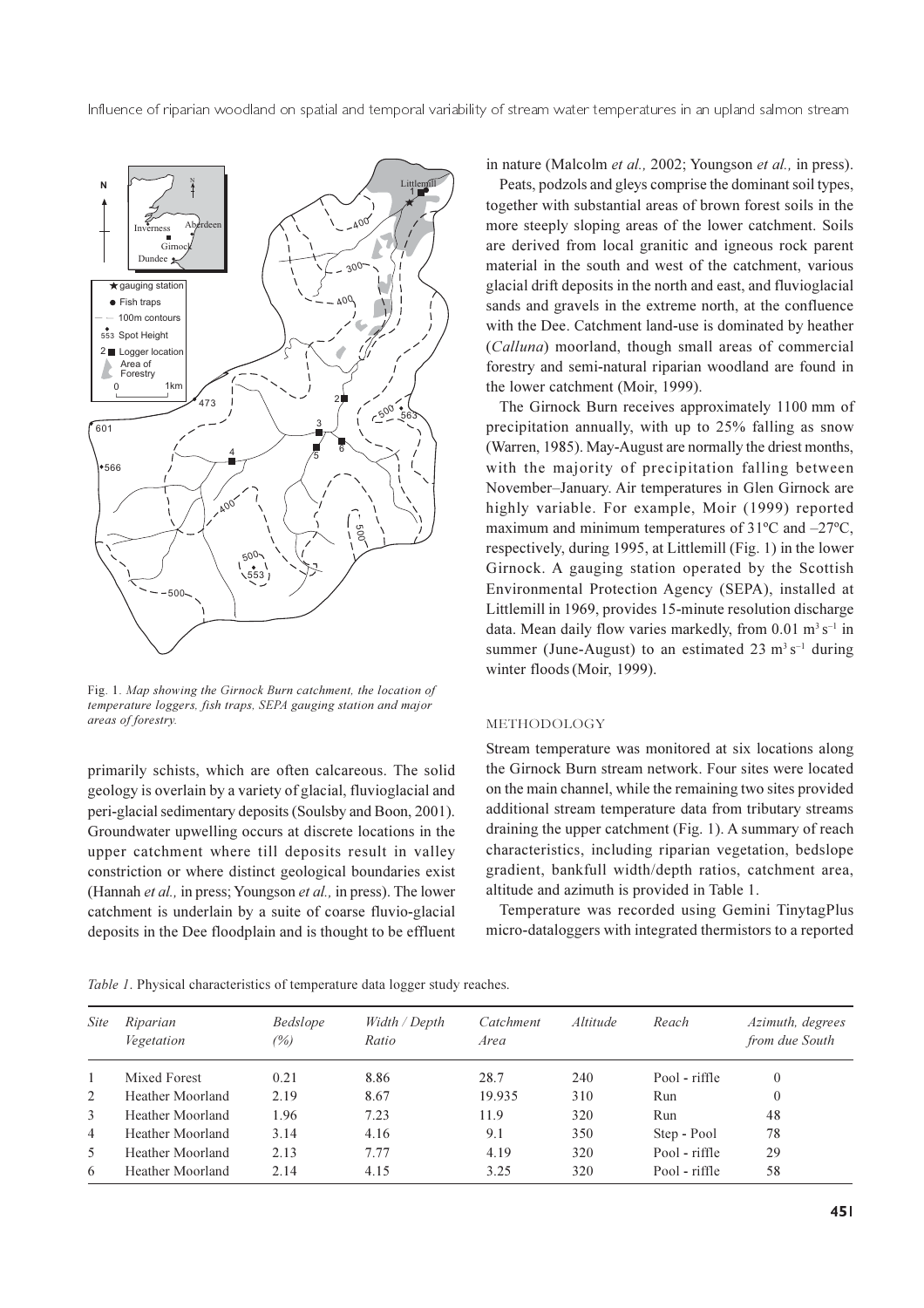Fig. 1. *Map showing the Girnock Burn catchment, the location of temperature loggers, fish traps, SEPA gauging station and major areas of forestry.*

primarily schists, which are often calcareous. The solid geology is overlain by a variety of glacial, fluvioglacial and peri-glacial sedimentary deposits (Soulsby and Boon, 2001). Groundwater upwelling occurs at discrete locations in the upper catchment where till deposits result in valley constriction or where distinct geological boundaries exist (Hannah *et al.,* in press; Youngson *et al.,* in press). The lower catchment is underlain by a suite of coarse fluvio-glacial deposits in the Dee floodplain and is thought to be effluent in nature (Malcolm *et al.,* 2002; Youngson *et al.,* in press).

Peats, podzols and gleys comprise the dominant soil types, together with substantial areas of brown forest soils in the more steeply sloping areas of the lower catchment. Soils are derived from local granitic and igneous rock parent material in the south and west of the catchment, various glacial drift deposits in the north and east, and fluvioglacial sands and gravels in the extreme north, at the confluence with the Dee. Catchment land-use is dominated by heather (*Calluna*) moorland, though small areas of commercial forestry and semi-natural riparian woodland are found in the lower catchment (Moir, 1999).

The Girnock Burn receives approximately 1100 mm of precipitation annually, with up to 25% falling as snow (Warren, 1985). May-August are normally the driest months, with the majority of precipitation falling between November–January. Air temperatures in Glen Girnock are highly variable. For example, Moir (1999) reported maximum and minimum temperatures of 31ºC and –27ºC, respectively, during 1995, at Littlemill (Fig. 1) in the lower Girnock. A gauging station operated by the Scottish Environmental Protection Agency (SEPA), installed at Littlemill in 1969, provides 15-minute resolution discharge data. Mean daily flow varies markedly, from 0.01 $m^3 s^{-1}$ in summer (June-August) to an estimated 23 $m^3 s^{-1}$ during winter floods (Moir, 1999).

## METHODOLOGY

Stream temperature was monitored at six locations along the Girnock Burn stream network. Four sites were located on the main channel, while the remaining two sites provided additional stream temperature data from tributary streams draining the upper catchment (Fig. 1). A summary of reach characteristics, including riparian vegetation, bedslope gradient, bankfull width/depth ratios, catchment area, altitude and azimuth is provided in Table 1.

Temperature was recorded using Gemini TinytagPlus micro-dataloggers with integrated thermistors to a reported

*Table 1*. Physical characteristics of temperature data logger study reaches.

| *Site* | *Riparian Vegetation* | *Bedslope (%)* | *Width / Depth Ratio* | *Catchment Area* | *Altitude* | *Reach* | *Azimuth, degrees from due South* |
|---|---|---|---|---|---|---|---|
| 1 | Mixed Forest | 0.21 | 8.86 | 28.7 | 240 | Pool - riffle | 0 |
| 2 | Heather Moorland | 2.19 | 8.67 | 19.935 | 310 | Run | 0 |
| 3 | Heather Moorland | 1.96 | 7.23 | 11.9 | 320 | Run | 48 |
| 4 | Heather Moorland | 3.14 | 4.16 | 9.1 | 350 | Step - Pool | 78 |
| 5 | Heather Moorland | 2.13 | 7.77 | 4.19 | 320 | Pool - riffle | 29 |
| 6 | Heather Moorland | 2.14 | 4.15 | 3.25 | 320 | Pool - riffle | 58 |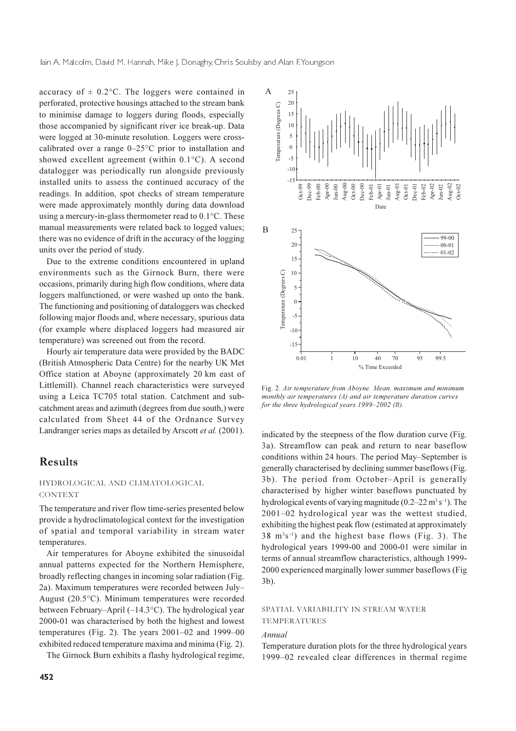accuracy of ± 0.2°C. The loggers were contained in perforated, protective housings attached to the stream bank to minimise damage to loggers during floods, especially those accompanied by significant river ice break-up. Data were logged at 30-minute resolution. Loggers were cross-calibrated over a range 0–25°C prior to installation and showed excellent agreement (within 0.1°C). A second datalogger was periodically run alongside previously installed units to assess the continued accuracy of the readings. In addition, spot checks of stream temperature were made approximately monthly during data download using a mercury-in-glass thermometer read to 0.1°C. These manual measurements were related back to logged values; there was no evidence of drift in the accuracy of the logging units over the period of study.

Due to the extreme conditions encountered in upland environments such as the Girnock Burn, there were occasions, primarily during high flow conditions, where data loggers malfunctioned, or were washed up onto the bank. The functioning and positioning of dataloggers was checked following major floods and, where necessary, spurious data (for example where displaced loggers had measured air temperature) was screened out from the record.

Hourly air temperature data were provided by the BADC (British Atmospheric Data Centre) for the nearby UK Met Office station at Aboyne (approximately 20 km east of Littlemill). Channel reach characteristics were surveyed using a Leica TC705 total station. Catchment and sub-catchment areas and azimuth (degrees from due south,) were calculated from Sheet 44 of the Ordnance Survey Landranger series maps as detailed by Arscott *et al.* (2001).

Fig. 2. *Air temperature from Aboyne. Mean, maximum and minimum monthly air temperatures (A) and air temperature duration curves for the three hydrological years 1999–2002 (B).*

## Results

### HYDROLOGICAL AND CLIMATOLOGICAL CONTEXT

The temperature and river flow time-series presented below provide a hydroclimatological context for the investigation of spatial and temporal variability in stream water temperatures.

Air temperatures for Aboyne exhibited the sinusoidal annual patterns expected for the Northern Hemisphere, broadly reflecting changes in incoming solar radiation (Fig. 2a). Maximum temperatures were recorded between July–August (20.5°C). Minimum temperatures were recorded between February–April (–14.3°C). The hydrological year 2000-01 was characterised by both the highest and lowest temperatures (Fig. 2). The years 2001–02 and 1999–00 exhibited reduced temperature maxima and minima (Fig. 2).

The Girnock Burn exhibits a flashy hydrological regime, indicated by the steepness of the flow duration curve (Fig. 3a). Streamflow can peak and return to near baseflow conditions within 24 hours. The period May–September is generally characterised by declining summer baseflows (Fig. 3b). The period from October–April is generally characterised by higher winter baseflows punctuated by hydrological events of varying magnitude (0.2–22 $m^3 s^{-1}$). The 2001–02 hydrological year was the wettest studied, exhibiting the highest peak flow (estimated at approximately 38 $m^3s^{-1}$) and the highest base flows (Fig. 3). The hydrological years 1999-00 and 2000-01 were similar in terms of annual streamflow characteristics, although 1999-2000 experienced marginally lower summer baseflows (Fig 3b).

### SPATIAL VARIABILITY IN STREAM WATER TEMPERATURES

#### *Annual*

Temperature duration plots for the three hydrological years 1999–02 revealed clear differences in thermal regime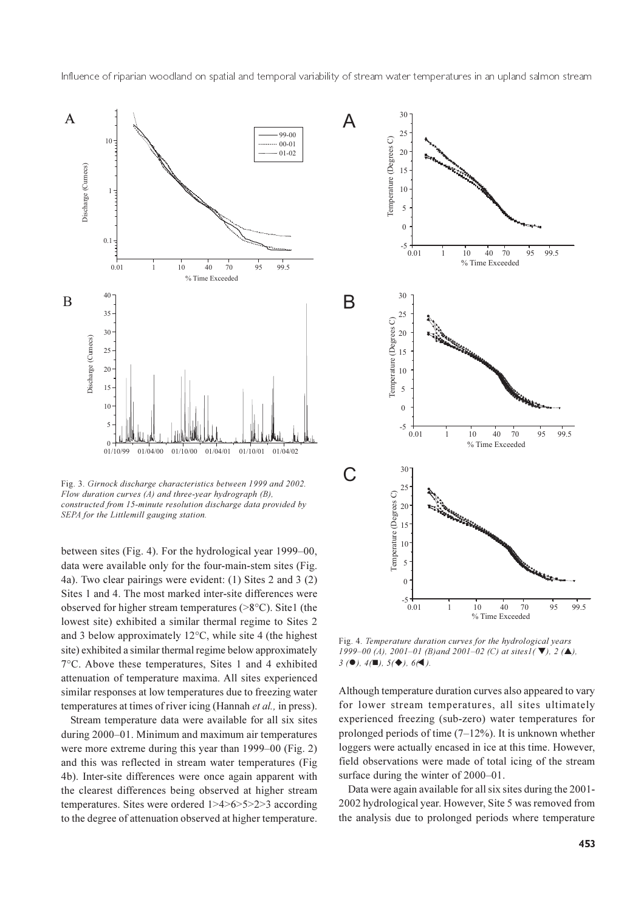Fig. 3. *Girnock discharge characteristics between 1999 and 2002. Flow duration curves (A) and three-year hydrograph (B), constructed from 15-minute resolution discharge data provided by SEPA for the Littlemill gauging station.*

between sites (Fig. 4). For the hydrological year 1999–00, data were available only for the four-main-stem sites (Fig. 4a). Two clear pairings were evident: (1) Sites 2 and 3 (2) Sites 1 and 4. The most marked inter-site differences were observed for higher stream temperatures (>8°C). Site1 (the lowest site) exhibited a similar thermal regime to Sites 2 and 3 below approximately 12°C, while site 4 (the highest site) exhibited a similar thermal regime below approximately 7°C. Above these temperatures, Sites 1 and 4 exhibited attenuation of temperature maxima. All sites experienced similar responses at low temperatures due to freezing water temperatures at times of river icing (Hannah *et al.,* in press).

Stream temperature data were available for all six sites during 2000–01. Minimum and maximum air temperatures were more extreme during this year than 1999–00 (Fig. 2) and this was reflected in stream water temperatures (Fig 4b). Inter-site differences were once again apparent with the clearest differences being observed at higher stream temperatures. Sites were ordered 1>4>6>5>2>3 according to the degree of attenuation observed at higher temperature.

Fig. 4. *Temperature duration curves for the hydrological years 1999–00 (A), 2001–01 (B)and 2001–02 (C) at sites1(▼), 2 (▲), 3 (●), 4(■), 5(◆), 6(◀).*

Although temperature duration curves also appeared to vary for lower stream temperatures, all sites ultimately experienced freezing (sub-zero) water temperatures for prolonged periods of time (7–12%). It is unknown whether loggers were actually encased in ice at this time. However, field observations were made of total icing of the stream surface during the winter of 2000–01.

Data were again available for all six sites during the 2001-2002 hydrological year. However, Site 5 was removed from the analysis due to prolonged periods where temperature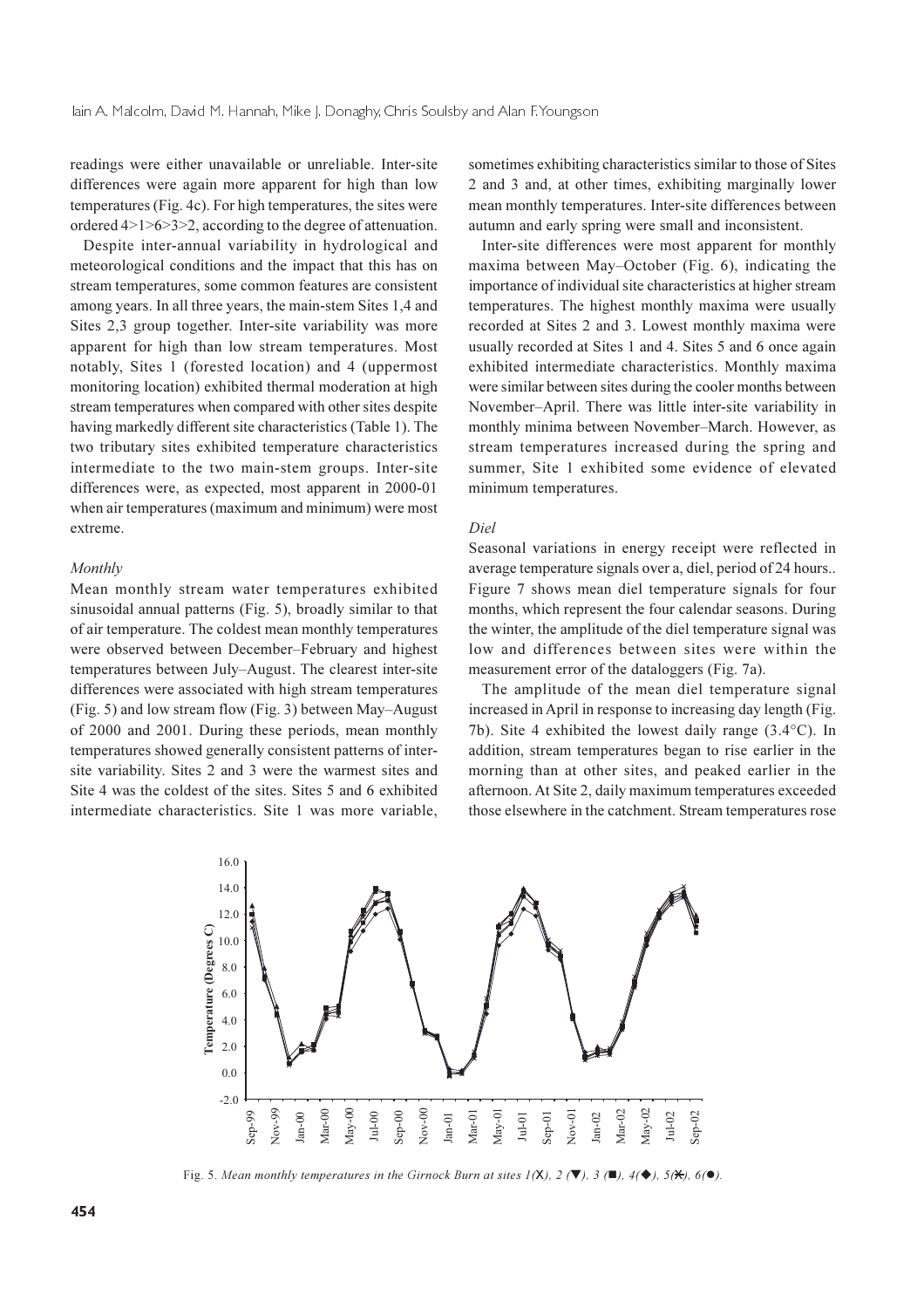readings were either unavailable or unreliable. Inter-site differences were again more apparent for high than low temperatures (Fig. 4c). For high temperatures, the sites were ordered 4>1>6>3>2, according to the degree of attenuation.

Despite inter-annual variability in hydrological and meteorological conditions and the impact that this has on stream temperatures, some common features are consistent among years. In all three years, the main-stem Sites 1,4 and Sites 2,3 group together. Inter-site variability was more apparent for high than low stream temperatures. Most notably, Sites 1 (forested location) and 4 (uppermost monitoring location) exhibited thermal moderation at high stream temperatures when compared with other sites despite having markedly different site characteristics (Table 1). The two tributary sites exhibited temperature characteristics intermediate to the two main-stem groups. Inter-site differences were, as expected, most apparent in 2000-01 when air temperatures (maximum and minimum) were most extreme.

*Monthly*

Mean monthly stream water temperatures exhibited sinusoidal annual patterns (Fig. 5), broadly similar to that of air temperature. The coldest mean monthly temperatures were observed between December–February and highest temperatures between July–August. The clearest inter-site differences were associated with high stream temperatures (Fig. 5) and low stream flow (Fig. 3) between May–August of 2000 and 2001. During these periods, mean monthly temperatures showed generally consistent patterns of inter-site variability. Sites 2 and 3 were the warmest sites and Site 4 was the coldest of the sites. Sites 5 and 6 exhibited intermediate characteristics. Site 1 was more variable, sometimes exhibiting characteristics similar to those of Sites 2 and 3 and, at other times, exhibiting marginally lower mean monthly temperatures. Inter-site differences between autumn and early spring were small and inconsistent.

Inter-site differences were most apparent for monthly maxima between May–October (Fig. 6), indicating the importance of individual site characteristics at higher stream temperatures. The highest monthly maxima were usually recorded at Sites 2 and 3. Lowest monthly maxima were usually recorded at Sites 1 and 4. Sites 5 and 6 once again exhibited intermediate characteristics. Monthly maxima were similar between sites during the cooler months between November–April. There was little inter-site variability in monthly minima between November–March. However, as stream temperatures increased during the spring and summer, Site 1 exhibited some evidence of elevated minimum temperatures.

*Diel*

Seasonal variations in energy receipt were reflected in average temperature signals over a, diel, period of 24 hours.. Figure 7 shows mean diel temperature signals for four months, which represent the four calendar seasons. During the winter, the amplitude of the diel temperature signal was low and differences between sites were within the measurement error of the dataloggers (Fig. 7a).

The amplitude of the mean diel temperature signal increased in April in response to increasing day length (Fig. 7b). Site 4 exhibited the lowest daily range (3.4°C). In addition, stream temperatures began to rise earlier in the morning than at other sites, and peaked earlier in the afternoon. At Site 2, daily maximum temperatures exceeded those elsewhere in the catchment. Stream temperatures rose

Fig. 5. *Mean monthly temperatures in the Girnock Burn at sites 1(X), 2 (▼), 3 (■), 4(◆), 5(✱), 6(●).*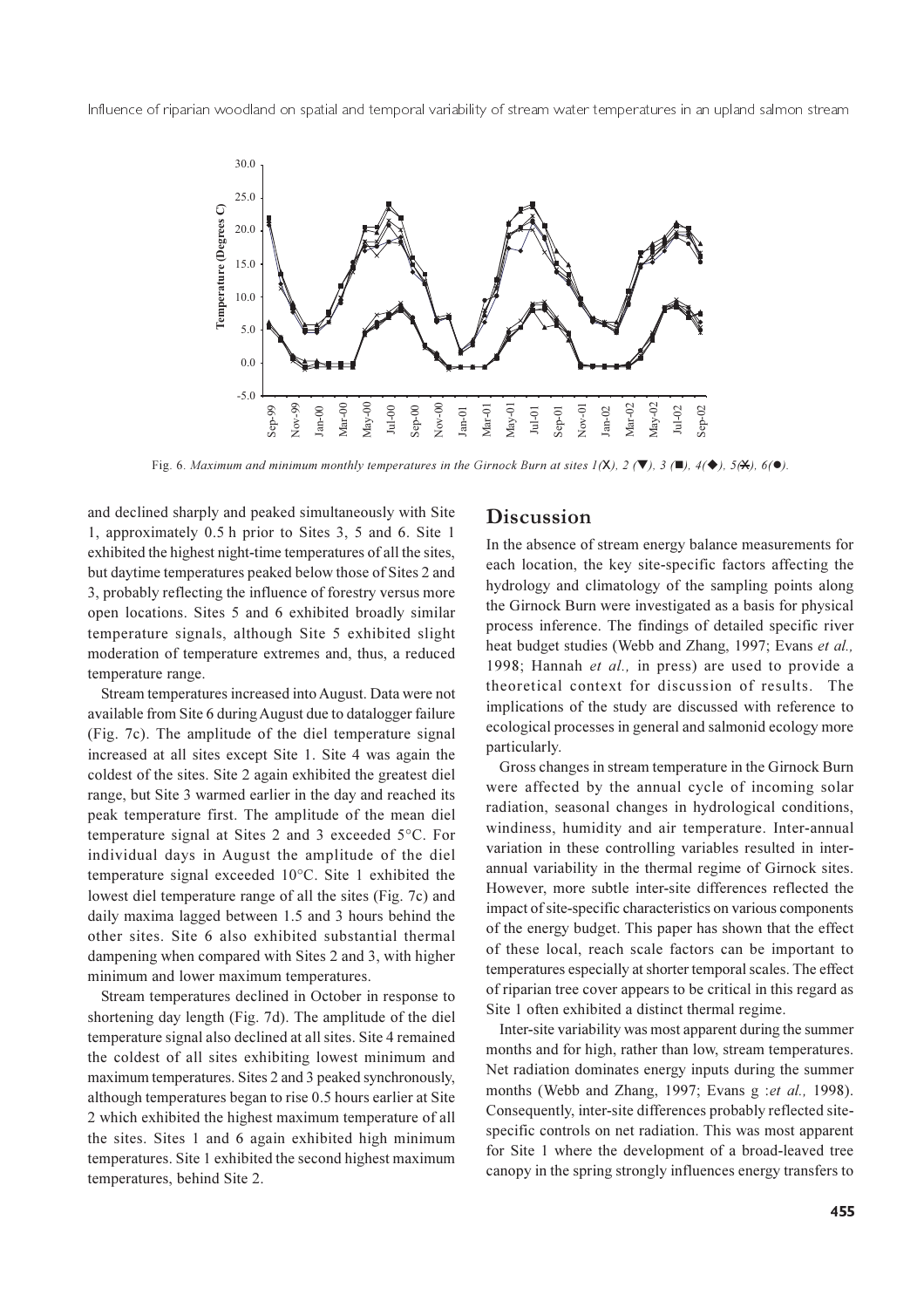Fig. 6. *Maximum and minimum monthly temperatures in the Girnock Burn at sites 1(X), 2 (▼), 3 (■), 4(◆), 5(✱), 6(●).*

and declined sharply and peaked simultaneously with Site 1, approximately 0.5 h prior to Sites 3, 5 and 6. Site 1 exhibited the highest night-time temperatures of all the sites, but daytime temperatures peaked below those of Sites 2 and 3, probably reflecting the influence of forestry versus more open locations. Sites 5 and 6 exhibited broadly similar temperature signals, although Site 5 exhibited slight moderation of temperature extremes and, thus, a reduced temperature range.

Stream temperatures increased into August. Data were not available from Site 6 during August due to datalogger failure (Fig. 7c). The amplitude of the diel temperature signal increased at all sites except Site 1. Site 4 was again the coldest of the sites. Site 2 again exhibited the greatest diel range, but Site 3 warmed earlier in the day and reached its peak temperature first. The amplitude of the mean diel temperature signal at Sites 2 and 3 exceeded 5°C. For individual days in August the amplitude of the diel temperature signal exceeded 10°C. Site 1 exhibited the lowest diel temperature range of all the sites (Fig. 7c) and daily maxima lagged between 1.5 and 3 hours behind the other sites. Site 6 also exhibited substantial thermal dampening when compared with Sites 2 and 3, with higher minimum and lower maximum temperatures.

Stream temperatures declined in October in response to shortening day length (Fig. 7d). The amplitude of the diel temperature signal also declined at all sites. Site 4 remained the coldest of all sites exhibiting lowest minimum and maximum temperatures. Sites 2 and 3 peaked synchronously, although temperatures began to rise 0.5 hours earlier at Site 2 which exhibited the highest maximum temperature of all the sites. Sites 1 and 6 again exhibited high minimum temperatures. Site 1 exhibited the second highest maximum temperatures, behind Site 2.

## Discussion

In the absence of stream energy balance measurements for each location, the key site-specific factors affecting the hydrology and climatology of the sampling points along the Girnock Burn were investigated as a basis for physical process inference. The findings of detailed specific river heat budget studies (Webb and Zhang, 1997; Evans *et al.,* 1998; Hannah *et al.,* in press) are used to provide a theoretical context for discussion of results. The implications of the study are discussed with reference to ecological processes in general and salmonid ecology more particularly.

Gross changes in stream temperature in the Girnock Burn were affected by the annual cycle of incoming solar radiation, seasonal changes in hydrological conditions, windiness, humidity and air temperature. Inter-annual variation in these controlling variables resulted in inter-annual variability in the thermal regime of Girnock sites. However, more subtle inter-site differences reflected the impact of site-specific characteristics on various components of the energy budget. This paper has shown that the effect of these local, reach scale factors can be important to temperatures especially at shorter temporal scales. The effect of riparian tree cover appears to be critical in this regard as Site 1 often exhibited a distinct thermal regime.

Inter-site variability was most apparent during the summer months and for high, rather than low, stream temperatures. Net radiation dominates energy inputs during the summer months (Webb and Zhang, 1997; Evans g :*et al.,* 1998). Consequently, inter-site differences probably reflected site-specific controls on net radiation. This was most apparent for Site 1 where the development of a broad-leaved tree canopy in the spring strongly influences energy transfers to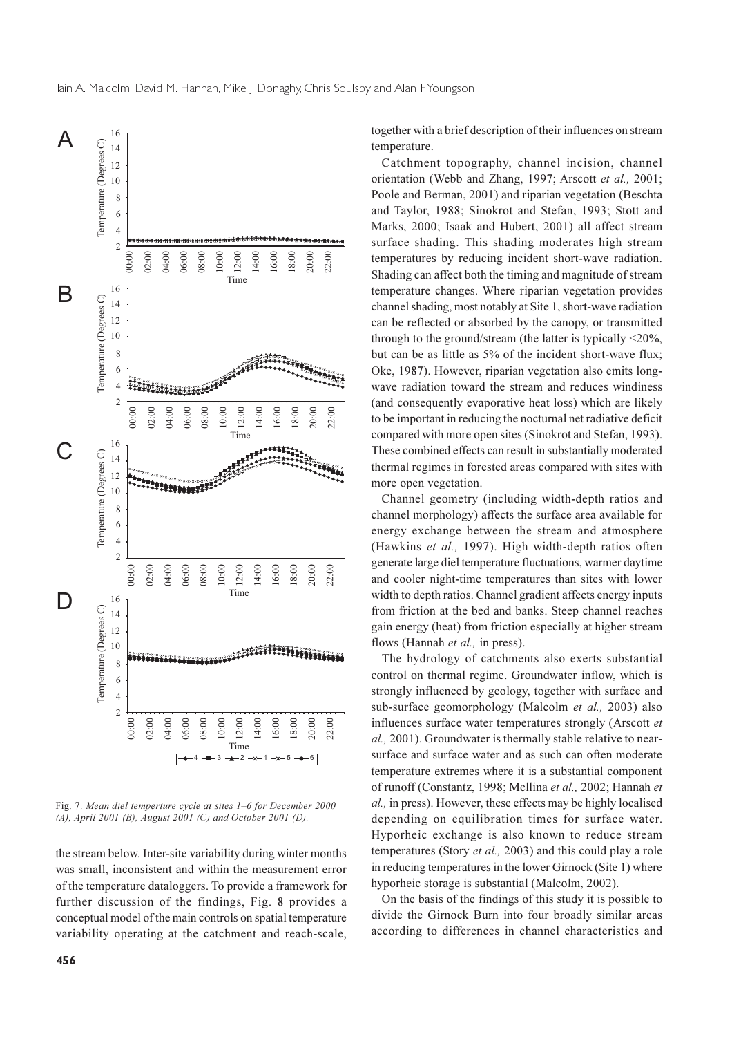Fig. 7. *Mean diel temperture cycle at sites 1–6 for December 2000 (A), April 2001 (B), August 2001 (C) and October 2001 (D).*

the stream below. Inter-site variability during winter months was small, inconsistent and within the measurement error of the temperature dataloggers. To provide a framework for further discussion of the findings, Fig. 8 provides a conceptual model of the main controls on spatial temperature variability operating at the catchment and reach-scale, together with a brief description of their influences on stream temperature.

Catchment topography, channel incision, channel orientation (Webb and Zhang, 1997; Arscott *et al.,* 2001; Poole and Berman, 2001) and riparian vegetation (Beschta and Taylor, 1988; Sinokrot and Stefan, 1993; Stott and Marks, 2000; Isaak and Hubert, 2001) all affect stream surface shading. This shading moderates high stream temperatures by reducing incident short-wave radiation. Shading can affect both the timing and magnitude of stream temperature changes. Where riparian vegetation provides channel shading, most notably at Site 1, short-wave radiation can be reflected or absorbed by the canopy, or transmitted through to the ground/stream (the latter is typically <20%, but can be as little as 5% of the incident short-wave flux; Oke, 1987). However, riparian vegetation also emits long-wave radiation toward the stream and reduces windiness (and consequently evaporative heat loss) which are likely to be important in reducing the nocturnal net radiative deficit compared with more open sites (Sinokrot and Stefan, 1993). These combined effects can result in substantially moderated thermal regimes in forested areas compared with sites with more open vegetation.

Channel geometry (including width-depth ratios and channel morphology) affects the surface area available for energy exchange between the stream and atmosphere (Hawkins *et al.,* 1997). High width-depth ratios often generate large diel temperature fluctuations, warmer daytime and cooler night-time temperatures than sites with lower width to depth ratios. Channel gradient affects energy inputs from friction at the bed and banks. Steep channel reaches gain energy (heat) from friction especially at higher stream flows (Hannah *et al.,* in press).

The hydrology of catchments also exerts substantial control on thermal regime. Groundwater inflow, which is strongly influenced by geology, together with surface and sub-surface geomorphology (Malcolm *et al.,* 2003) also influences surface water temperatures strongly (Arscott *et al.,* 2001). Groundwater is thermally stable relative to near-surface and surface water and as such can often moderate temperature extremes where it is a substantial component of runoff (Constantz, 1998; Mellina *et al.,* 2002; Hannah *et al.,* in press). However, these effects may be highly localised depending on equilibration times for surface water. Hyporheic exchange is also known to reduce stream temperatures (Story *et al.,* 2003) and this could play a role in reducing temperatures in the lower Girnock (Site 1) where hyporheic storage is substantial (Malcolm, 2002).

On the basis of the findings of this study it is possible to divide the Girnock Burn into four broadly similar areas according to differences in channel characteristics and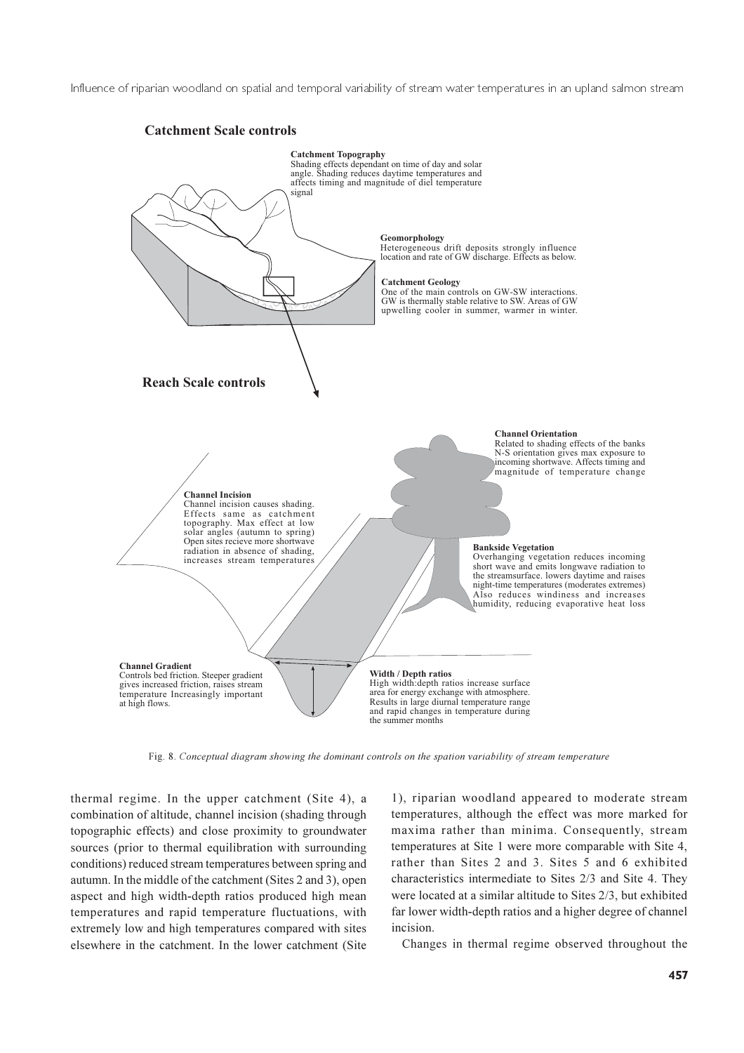**Catchment Scale controls**

**Catchment Topography**
Shading effects dependant on time of day and solar angle. Shading reduces daytime temperatures and affects timing and magnitude of diel temperature signal

**Geomorphology**
Heterogeneous drift deposits strongly influence location and rate of GW discharge. Effects as below.

**Catchment Geology**
One of the main controls on GW-SW interactions. GW is thermally stable relative to SW. Areas of GW upwelling cooler in summer, warmer in winter.

**Reach Scale controls**

**Channel Orientation**
Related to shading effects of the banks N-S orientation gives max exposure to incoming shortwave. Affects timing and magnitude of temperature change

**Channel Incision**
Channel incision causes shading. Effects same as catchment topography. Max effect at low solar angles (autumn to spring) Open sites recieve more shortwave radiation in absence of shading, increases stream temperatures

**Bankside Vegetation**
Overhanging vegetation reduces incoming short wave and emits longwave radiation to the streamsurface. lowers daytime and raises night-time temperatures (moderates extremes) Also reduces windiness and increases humidity, reducing evaporative heat loss

**Channel Gradient**
Controls bed friction. Steeper gradient gives increased friction, raises stream temperature Increasingly important at high flows.

**Width / Depth ratios**
High width:depth ratios increase surface area for energy exchange with atmosphere. Results in large diurnal temperature range and rapid changes in temperature during the summer months

Fig. 8. *Conceptual diagram showing the dominant controls on the spation variability of stream temperature*

thermal regime. In the upper catchment (Site 4), a combination of altitude, channel incision (shading through topographic effects) and close proximity to groundwater sources (prior to thermal equilibration with surrounding conditions) reduced stream temperatures between spring and autumn. In the middle of the catchment (Sites 2 and 3), open aspect and high width-depth ratios produced high mean temperatures and rapid temperature fluctuations, with extremely low and high temperatures compared with sites elsewhere in the catchment. In the lower catchment (Site 1), riparian woodland appeared to moderate stream temperatures, although the effect was more marked for maxima rather than minima. Consequently, stream temperatures at Site 1 were more comparable with Site 4, rather than Sites 2 and 3. Sites 5 and 6 exhibited characteristics intermediate to Sites 2/3 and Site 4. They were located at a similar altitude to Sites 2/3, but exhibited far lower width-depth ratios and a higher degree of channel incision.

Changes in thermal regime observed throughout the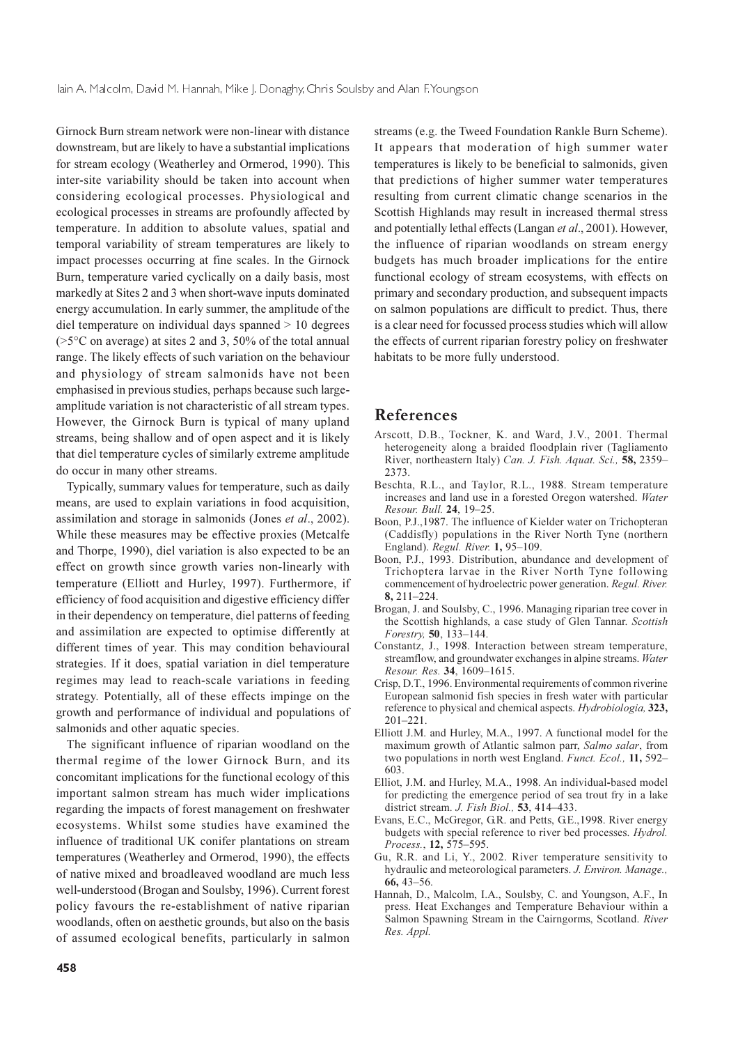Girnock Burn stream network were non-linear with distance downstream, but are likely to have a substantial implications for stream ecology (Weatherley and Ormerod, 1990). This inter-site variability should be taken into account when considering ecological processes. Physiological and ecological processes in streams are profoundly affected by temperature. In addition to absolute values, spatial and temporal variability of stream temperatures are likely to impact processes occurring at fine scales. In the Girnock Burn, temperature varied cyclically on a daily basis, most markedly at Sites 2 and 3 when short-wave inputs dominated energy accumulation. In early summer, the amplitude of the diel temperature on individual days spanned > 10 degrees (>5°C on average) at sites 2 and 3, 50% of the total annual range. The likely effects of such variation on the behaviour and physiology of stream salmonids have not been emphasised in previous studies, perhaps because such large-amplitude variation is not characteristic of all stream types. However, the Girnock Burn is typical of many upland streams, being shallow and of open aspect and it is likely that diel temperature cycles of similarly extreme amplitude do occur in many other streams.

Typically, summary values for temperature, such as daily means, are used to explain variations in food acquisition, assimilation and storage in salmonids (Jones *et al*., 2002). While these measures may be effective proxies (Metcalfe and Thorpe, 1990), diel variation is also expected to be an effect on growth since growth varies non-linearly with temperature (Elliott and Hurley, 1997). Furthermore, if efficiency of food acquisition and digestive efficiency differ in their dependency on temperature, diel patterns of feeding and assimilation are expected to optimise differently at different times of year. This may condition behavioural strategies. If it does, spatial variation in diel temperature regimes may lead to reach-scale variations in feeding strategy. Potentially, all of these effects impinge on the growth and performance of individual and populations of salmonids and other aquatic species.

The significant influence of riparian woodland on the thermal regime of the lower Girnock Burn, and its concomitant implications for the functional ecology of this important salmon stream has much wider implications regarding the impacts of forest management on freshwater ecosystems. Whilst some studies have examined the influence of traditional UK conifer plantations on stream temperatures (Weatherley and Ormerod, 1990), the effects of native mixed and broadleaved woodland are much less well-understood (Brogan and Soulsby, 1996). Current forest policy favours the re-establishment of native riparian woodlands, often on aesthetic grounds, but also on the basis of assumed ecological benefits, particularly in salmon streams (e.g. the Tweed Foundation Rankle Burn Scheme). It appears that moderation of high summer water temperatures is likely to be beneficial to salmonids, given that predictions of higher summer water temperatures resulting from current climatic change scenarios in the Scottish Highlands may result in increased thermal stress and potentially lethal effects (Langan *et al*., 2001). However, the influence of riparian woodlands on stream energy budgets has much broader implications for the entire functional ecology of stream ecosystems, with effects on primary and secondary production, and subsequent impacts on salmon populations are difficult to predict. Thus, there is a clear need for focussed process studies which will allow the effects of current riparian forestry policy on freshwater habitats to be more fully understood.

## References

Arscott, D.B., Tockner, K. and Ward, J.V., 2001. Thermal heterogeneity along a braided floodplain river (Tagliamento River, northeastern Italy) *Can. J. Fish. Aquat. Sci.,* **58,** 2359–2373.

Beschta, R.L., and Taylor, R.L., 1988. Stream temperature increases and land use in a forested Oregon watershed. *Water Resour. Bull.* **24**, 19–25.

Boon, P.J.,1987. The influence of Kielder water on Trichopteran (Caddisfly) populations in the River North Tyne (northern England). *Regul. River.* **1,** 95–109.

Boon, P.J., 1993. Distribution, abundance and development of Trichoptera larvae in the River North Tyne following commencement of hydroelectric power generation. *Regul. River.* **8,** 211–224.

Brogan, J. and Soulsby, C., 1996. Managing riparian tree cover in the Scottish highlands, a case study of Glen Tannar. *Scottish Forestry,* **50**, 133–144.

Constantz, J., 1998. Interaction between stream temperature, streamflow, and groundwater exchanges in alpine streams. *Water Resour. Res.* **34**, 1609–1615.

Crisp, D.T., 1996. Environmental requirements of common riverine European salmonid fish species in fresh water with particular reference to physical and chemical aspects. *Hydrobiologia,* **323,** 201–221.

Elliott J.M. and Hurley, M.A., 1997. A functional model for the maximum growth of Atlantic salmon parr, *Salmo salar*, from two populations in north west England. *Funct. Ecol.,* **11,** 592–603.

Elliot, J.M. and Hurley, M.A., 1998. An individual-based model for predicting the emergence period of sea trout fry in a lake district stream. *J. Fish Biol.,* **53**, 414–433.

Evans, E.C., McGregor, G.R. and Petts, G.E.,1998. River energy budgets with special reference to river bed processes. *Hydrol. Process.*, **12,** 575–595.

Gu, R.R. and Li, Y., 2002. River temperature sensitivity to hydraulic and meteorological parameters. *J. Environ. Manage.,* **66,** 43–56.

Hannah, D., Malcolm, I.A., Soulsby, C. and Youngson, A.F., In press. Heat Exchanges and Temperature Behaviour within a Salmon Spawning Stream in the Cairngorms, Scotland. *River Res. Appl.*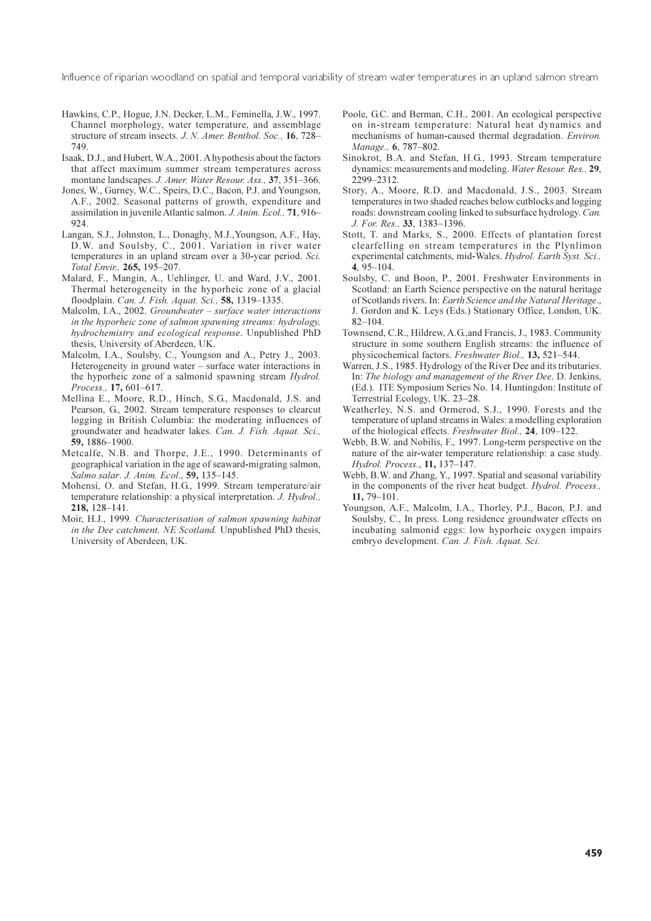Hawkins, C.P., Hogue, J.N. Decker, L.M., Feminella, J.W., 1997. Channel morphology, water temperature, and assemblage structure of stream insects. *J. N. Amer. Benthol. Soc.,* **16**, 728–749.

Isaak, D.J., and Hubert, W.A., 2001. A hypothesis about the factors that affect maximum summer stream temperatures across montane landscapes. *J. Amer. Water Resour. Ass.,* **37**, 351–366.

Jones, W., Gurney, W.C., Speirs, D.C., Bacon, P.J. and Youngson, A.F., 2002. Seasonal patterns of growth, expenditure and assimilation in juvenile Atlantic salmon. *J. Anim. Ecol.,* **71**, 916–924.

Langan, S.J., Johnston, L., Donaghy, M.J.,Youngson, A.F., Hay, D.W. and Soulsby, C., 2001. Variation in river water temperatures in an upland stream over a 30-year period. *Sci. Total Envir.,* **265,** 195–207.

Malard, F., Mangin, A., Uehlinger, U. and Ward, J.V., 2001. Thermal heterogeneity in the hyporheic zone of a glacial floodplain. *Can. J. Fish. Aquat. Sci.,* **58,** 1319–1335.

Malcolm, I.A., 2002. *Groundwater – surface water interactions in the hyporheic zone of salmon spawning streams: hydrology, hydrochemistry and ecological response*. Unpublished PhD thesis, University of Aberdeen, UK.

Malcolm, I.A., Soulsby, C., Youngson and A., Petry J., 2003. Heterogeneity in ground water – surface water interactions in the hyporheic zone of a salmonid spawning stream *Hydrol. Process.,* **17,** 601–617.

Mellina E., Moore, R.D., Hinch, S.G., Macdonald, J.S. and Pearson, G., 2002. Stream temperature responses to clearcut logging in British Columbia: the moderating influences of groundwater and headwater lakes. *Can. J. Fish. Aquat. Sci.,* **59,** 1886–1900.

Metcalfe, N.B. and Thorpe, J.E., 1990. Determinants of geographical variation in the age of seaward-migrating salmon, *Salmo salar*. *J. Anim. Ecol*., **59,** 135–145.

Mohensi, O. and Stefan, H.G., 1999. Stream temperature/air temperature relationship: a physical interpretation. *J. Hydrol.,* **218,** 128–141.

Moir, H.J., 1999*. Characterisation of salmon spawning habitat in the Dee catchment, NE Scotland.* Unpublished PhD thesis, University of Aberdeen, UK.

Poole, G.C. and Berman, C.H., 2001. An ecological perspective on in-stream temperature: Natural heat dynamics and mechanisms of human-caused thermal degradation. *Environ. Manage.,* **6**, 787–802.

Sinokrot, B.A. and Stefan, H.G., 1993. Stream temperature dynamics: measurements and modeling. *Water Resour. Res.,* **29**, 2299–2312.

Story, A., Moore, R.D. and Macdonald, J.S., 2003. Stream temperatures in two shaded reaches below cutblocks and logging roads: downstream cooling linked to subsurface hydrology. *Can. J. For. Res.,* **33**, 1383–1396.

Stott, T. and Marks, S., 2000. Effects of plantation forest clearfelling on stream temperatures in the Plynlimon experimental catchments, mid-Wales. *Hydrol. Earth Syst. Sci.,* **4**, 95–104.

Soulsby, C. and Boon, P., 2001. Freshwater Environments in Scotland: an Earth Science perspective on the natural heritage of Scotlands rivers. In: *Earth Science and the Natural Heritage*., J. Gordon and K. Leys (Eds.) Stationary Office, London, UK. 82–104.

Townsend, C.R., Hildrew, A.G.,and Francis, J., 1983. Community structure in some southern English streams: the influence of physicochemical factors. *Freshwater Biol.,* **13,** 521–544.

Warren, J.S., 1985. Hydrology of the River Dee and its tributaries. In: *The biology and management of the River Dee,* D. Jenkins, (Ed.). ITE Symposium Series No. 14. Huntingdon: Institute of Terrestrial Ecology, UK. 23–28.

Weatherley, N.S. and Ormerod, S.J., 1990. Forests and the temperature of upland streams in Wales: a modelling exploration of the biological effects. *Freshwater Biol.,* **24**, 109–122.

Webb, B.W. and Nobilis, F., 1997. Long-term perspective on the nature of the air-water temperature relationship: a case study. *Hydrol. Process.*, **11,** 137–147.

Webb, B.W. and Zhang, Y., 1997. Spatial and seasonal variability in the components of the river heat budget. *Hydrol. Process.,* **11,** 79–101.

Youngson, A.F., Malcolm, I.A., Thorley, P.J., Bacon, P.J. and Soulsby, C., In press. Long residence groundwater effects on incubating salmonid eggs: low hyporheic oxygen impairs embryo development. *Can. J. Fish. Aquat. Sci.*